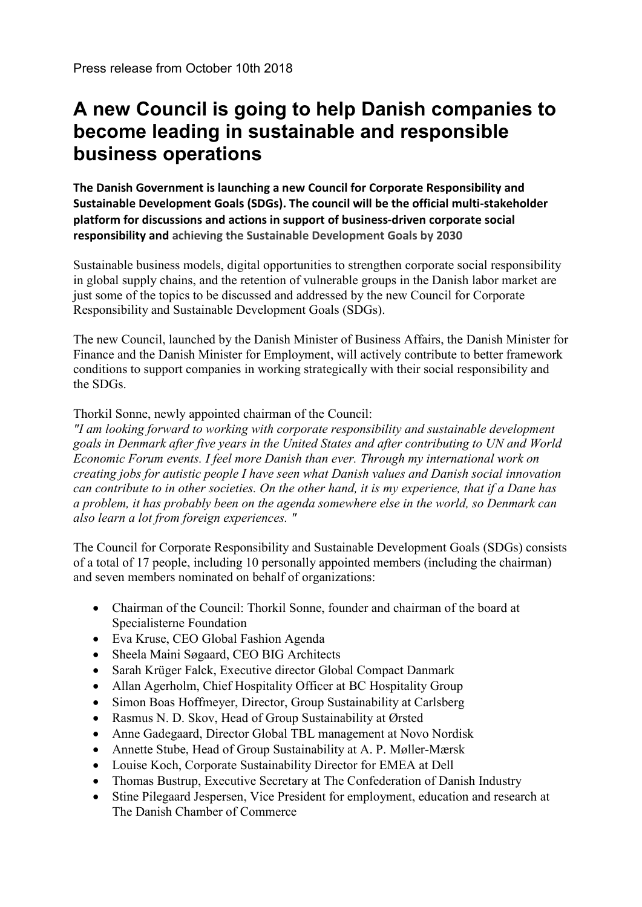Press release from October 10th 2018

# A new Council is going to help Danish companies to become leading in sustainable and responsible business operations

**The Danish Government is launching a new Council for Corporate Responsibility and Sustainable Development Goals (SDGs). The council will be the official multi-stakeholder platform for discussions and actions in support of business-driven corporate social responsibility and achieving the Sustainable Development Goals by 2030**

Sustainable business models, digital opportunities to strengthen corporate social responsibility in global supply chains, and the retention of vulnerable groups in the Danish labor market are just some of the topics to be discussed and addressed by the new Council for Corporate Responsibility and Sustainable Development Goals (SDGs).

The new Council, launched by the Danish Minister of Business Affairs, the Danish Minister for Finance and the Danish Minister for Employment, will actively contribute to better framework conditions to support companies in working strategically with their social responsibility and the SDGs.

Thorkil Sonne, newly appointed chairman of the Council:
*"I am looking forward to working with corporate responsibility and sustainable development goals in Denmark after five years in the United States and after contributing to UN and World Economic Forum events. I feel more Danish than ever. Through my international work on creating jobs for autistic people I have seen what Danish values and Danish social innovation can contribute to in other societies. On the other hand, it is my experience, that if a Dane has a problem, it has probably been on the agenda somewhere else in the world, so Denmark can also learn a lot from foreign experiences. "*

The Council for Corporate Responsibility and Sustainable Development Goals (SDGs) consists of a total of 17 people, including 10 personally appointed members (including the chairman) and seven members nominated on behalf of organizations:

- Chairman of the Council: Thorkil Sonne, founder and chairman of the board at Specialisterne Foundation
- Eva Kruse, CEO Global Fashion Agenda
- Sheela Maini Søgaard, CEO BIG Architects
- Sarah Krüger Falck, Executive director Global Compact Danmark
- Allan Agerholm, Chief Hospitality Officer at BC Hospitality Group
- Simon Boas Hoffmeyer, Director, Group Sustainability at Carlsberg
- Rasmus N. D. Skov, Head of Group Sustainability at Ørsted
- Anne Gadegaard, Director Global TBL management at Novo Nordisk
- Annette Stube, Head of Group Sustainability at A. P. Møller-Mærsk
- Louise Koch, Corporate Sustainability Director for EMEA at Dell
- Thomas Bustrup, Executive Secretary at The Confederation of Danish Industry
- Stine Pilegaard Jespersen, Vice President for employment, education and research at The Danish Chamber of Commerce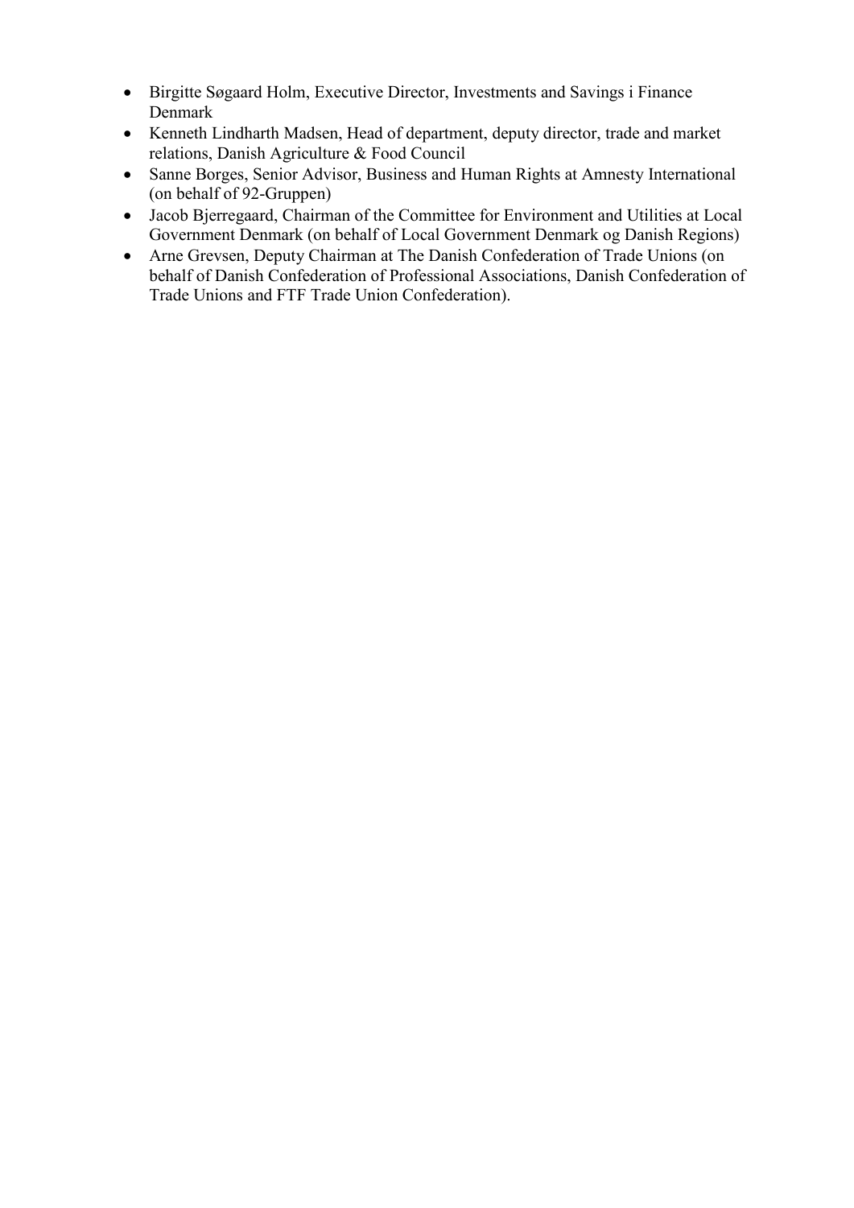- Birgitte Søgaard Holm, Executive Director, Investments and Savings i Finance Denmark
- Kenneth Lindharth Madsen, Head of department, deputy director, trade and market relations, Danish Agriculture & Food Council
- Sanne Borges, Senior Advisor, Business and Human Rights at Amnesty International (on behalf of 92-Gruppen)
- Jacob Bjerregaard, Chairman of the Committee for Environment and Utilities at Local Government Denmark (on behalf of Local Government Denmark og Danish Regions)
- Arne Grevsen, Deputy Chairman at The Danish Confederation of Trade Unions (on behalf of Danish Confederation of Professional Associations, Danish Confederation of Trade Unions and FTF Trade Union Confederation).